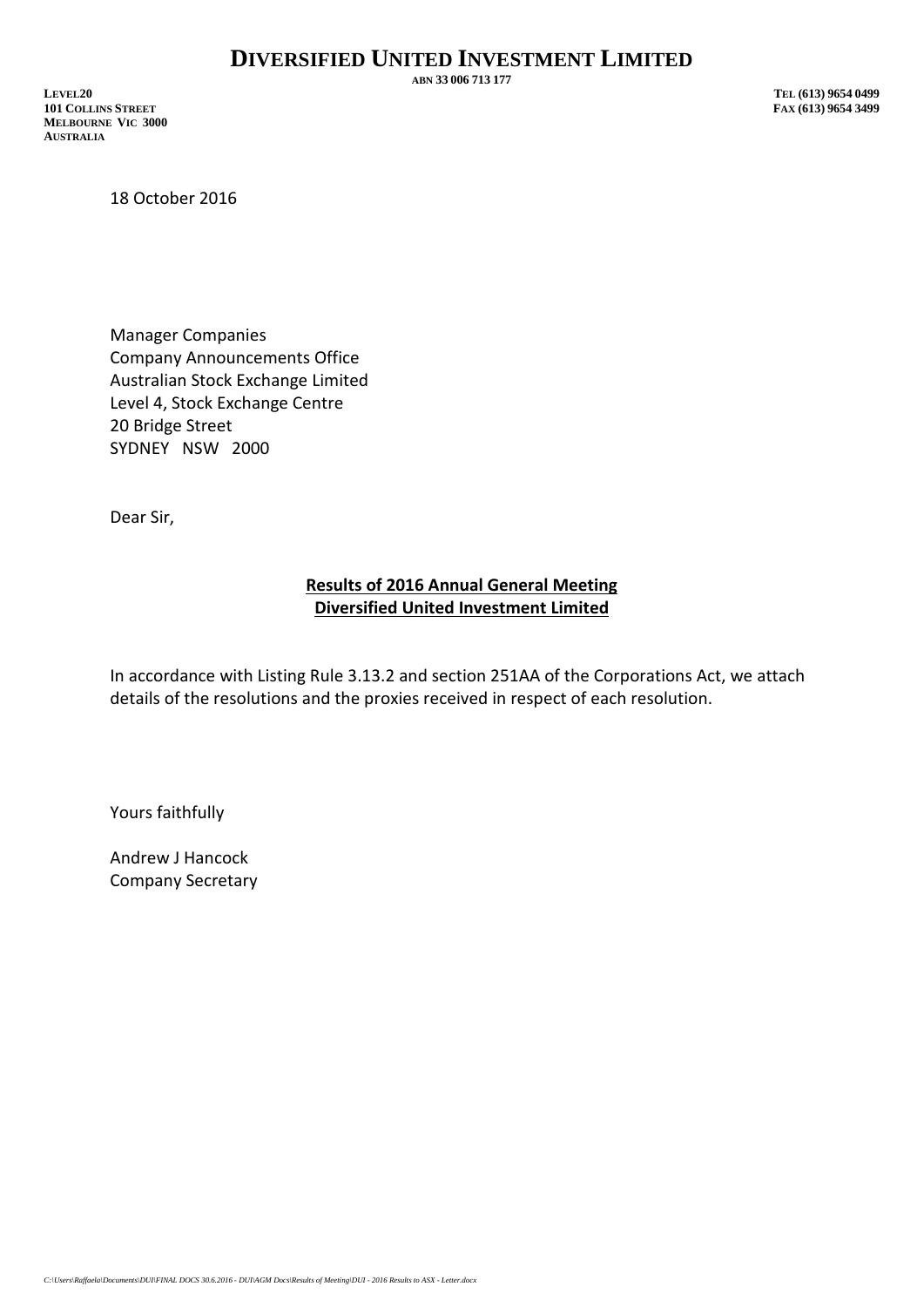# DIVERSIFIED UNITED INVESTMENT LIMITED

ABN 33 006 713 177

LEVEL20
101 COLLINS STREET
MELBOURNE VIC 3000
AUSTRALIA

TEL (613) 9654 0499
FAX (613) 9654 3499

18 October 2016

Manager Companies
Company Announcements Office
Australian Stock Exchange Limited
Level 4, Stock Exchange Centre
20 Bridge Street
SYDNEY NSW 2000

Dear Sir,

**Results of 2016 Annual General Meeting**
**Diversified United Investment Limited**

In accordance with Listing Rule 3.13.2 and section 251AA of the Corporations Act, we attach details of the resolutions and the proxies received in respect of each resolution.

Yours faithfully

Andrew J Hancock
Company Secretary

*C:\Users\Raffaela\Documents\DUI\FINAL DOCS 30.6.2016 - DUI\AGM Docs\Results of Meeting\DUI - 2016 Results to ASX - Letter.docx*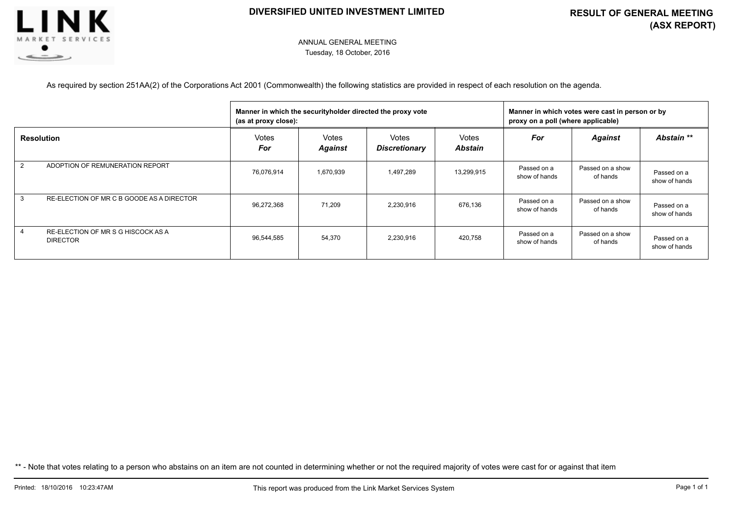# DIVERSIFIED UNITED INVESTMENT LIMITED

## RESULT OF GENERAL MEETING (ASX REPORT)

ANNUAL GENERAL MEETING
Tuesday, 18 October, 2016

As required by section 251AA(2) of the Corporations Act 2001 (Commonwealth) the following statistics are provided in respect of each resolution on the agenda.

| | Manner in which the securityholder directed the proxy vote (as at proxy close): | | | | Manner in which votes were cast in person or by proxy on a poll (where applicable) | | |
|---|---|---|---|---|---|---|---|
| **Resolution** | Votes ***For*** | Votes ***Against*** | Votes ***Discretionary*** | Votes ***Abstain*** | ***For*** | ***Against*** | ***Abstain \*\**** |
| 2 ADOPTION OF REMUNERATION REPORT | 76,076,914 | 1,670,939 | 1,497,289 | 13,299,915 | Passed on a show of hands | Passed on a show of hands | Passed on a show of hands |
| 3 RE-ELECTION OF MR C B GOODE AS A DIRECTOR | 96,272,368 | 71,209 | 2,230,916 | 676,136 | Passed on a show of hands | Passed on a show of hands | Passed on a show of hands |
| 4 RE-ELECTION OF MR S G HISCOCK AS A DIRECTOR | 96,544,585 | 54,370 | 2,230,916 | 420,758 | Passed on a show of hands | Passed on a show of hands | Passed on a show of hands |

** - Note that votes relating to a person who abstains on an item are not counted in determining whether or not the required majority of votes were cast for or against that item

Printed: 18/10/2016 10:23:47AM

This report was produced from the Link Market Services System